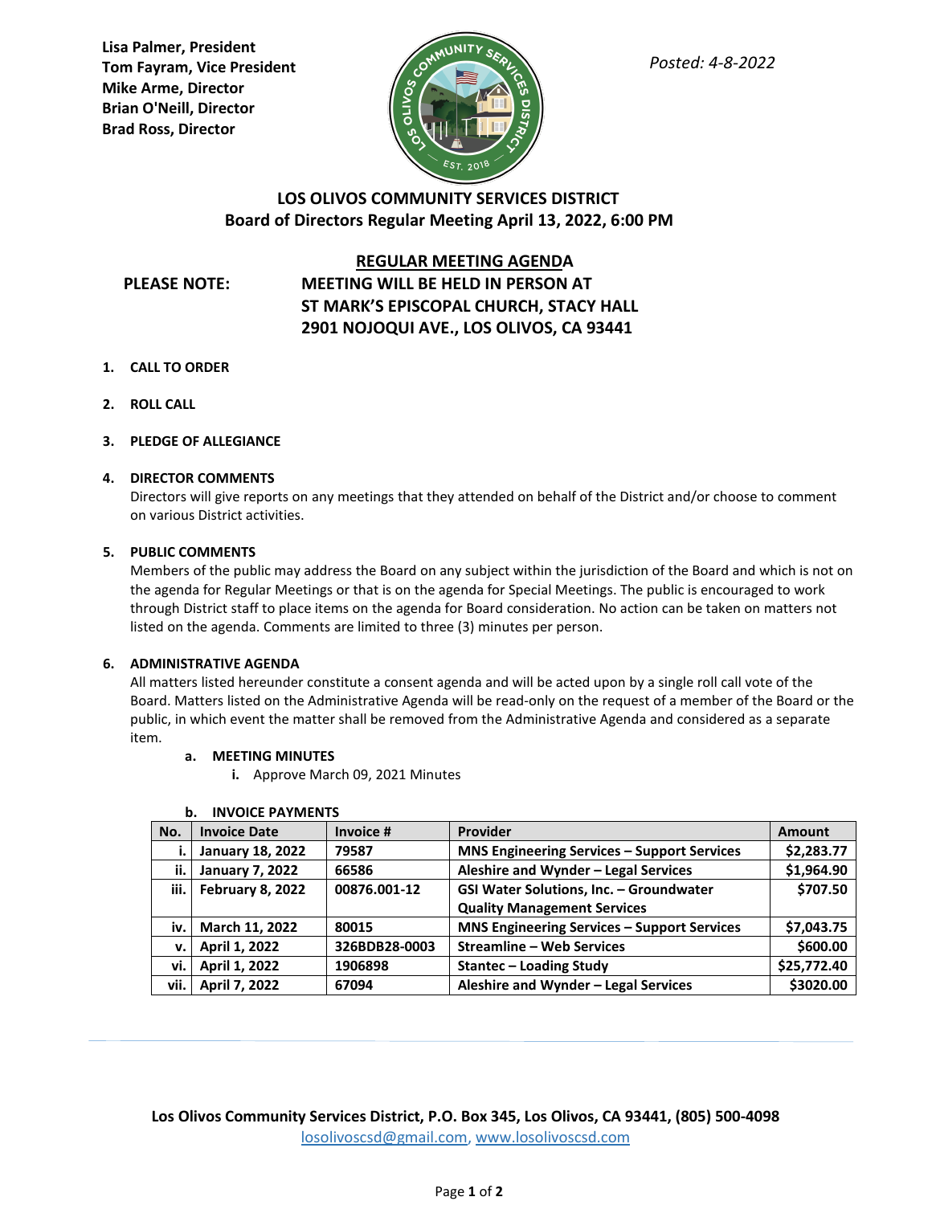**Lisa Palmer, President**
**Tom Fayram, Vice President**
**Mike Arme, Director**
**Brian O'Neill, Director**
**Brad Ross, Director**

*Posted: 4-8-2022*

## LOS OLIVOS COMMUNITY SERVICES DISTRICT
## Board of Directors Regular Meeting April 13, 2022, 6:00 PM

### REGULAR MEETING AGENDA

**PLEASE NOTE:** **MEETING WILL BE HELD IN PERSON AT ST MARK'S EPISCOPAL CHURCH, STACY HALL 2901 NOJOQUI AVE., LOS OLIVOS, CA 93441**

1. **CALL TO ORDER**

2. **ROLL CALL**

3. **PLEDGE OF ALLEGIANCE**

4. **DIRECTOR COMMENTS**
   Directors will give reports on any meetings that they attended on behalf of the District and/or choose to comment on various District activities.

5. **PUBLIC COMMENTS**
   Members of the public may address the Board on any subject within the jurisdiction of the Board and which is not on the agenda for Regular Meetings or that is on the agenda for Special Meetings. The public is encouraged to work through District staff to place items on the agenda for Board consideration. No action can be taken on matters not listed on the agenda. Comments are limited to three (3) minutes per person.

6. **ADMINISTRATIVE AGENDA**
   All matters listed hereunder constitute a consent agenda and will be acted upon by a single roll call vote of the Board. Matters listed on the Administrative Agenda will be read-only on the request of a member of the Board or the public, in which event the matter shall be removed from the Administrative Agenda and considered as a separate item.

   a. **MEETING MINUTES**
      i. Approve March 09, 2021 Minutes

   b. **INVOICE PAYMENTS**

| No. | Invoice Date | Invoice # | Provider | Amount |
|---|---|---|---|---|
| i. | January 18, 2022 | 79587 | MNS Engineering Services – Support Services | $2,283.77 |
| ii. | January 7, 2022 | 66586 | Aleshire and Wynder – Legal Services | $1,964.90 |
| iii. | February 8, 2022 | 00876.001-12 | GSI Water Solutions, Inc. – Groundwater Quality Management Services | $707.50 |
| iv. | March 11, 2022 | 80015 | MNS Engineering Services – Support Services | $7,043.75 |
| v. | April 1, 2022 | 326BDB28-0003 | Streamline – Web Services | $600.00 |
| vi. | April 1, 2022 | 1906898 | Stantec – Loading Study | $25,772.40 |
| vii. | April 7, 2022 | 67094 | Aleshire and Wynder – Legal Services | $3020.00 |

**Los Olivos Community Services District, P.O. Box 345, Los Olivos, CA 93441, (805) 500-4098**
losolivoscsd@gmail.com, www.losolivoscsd.com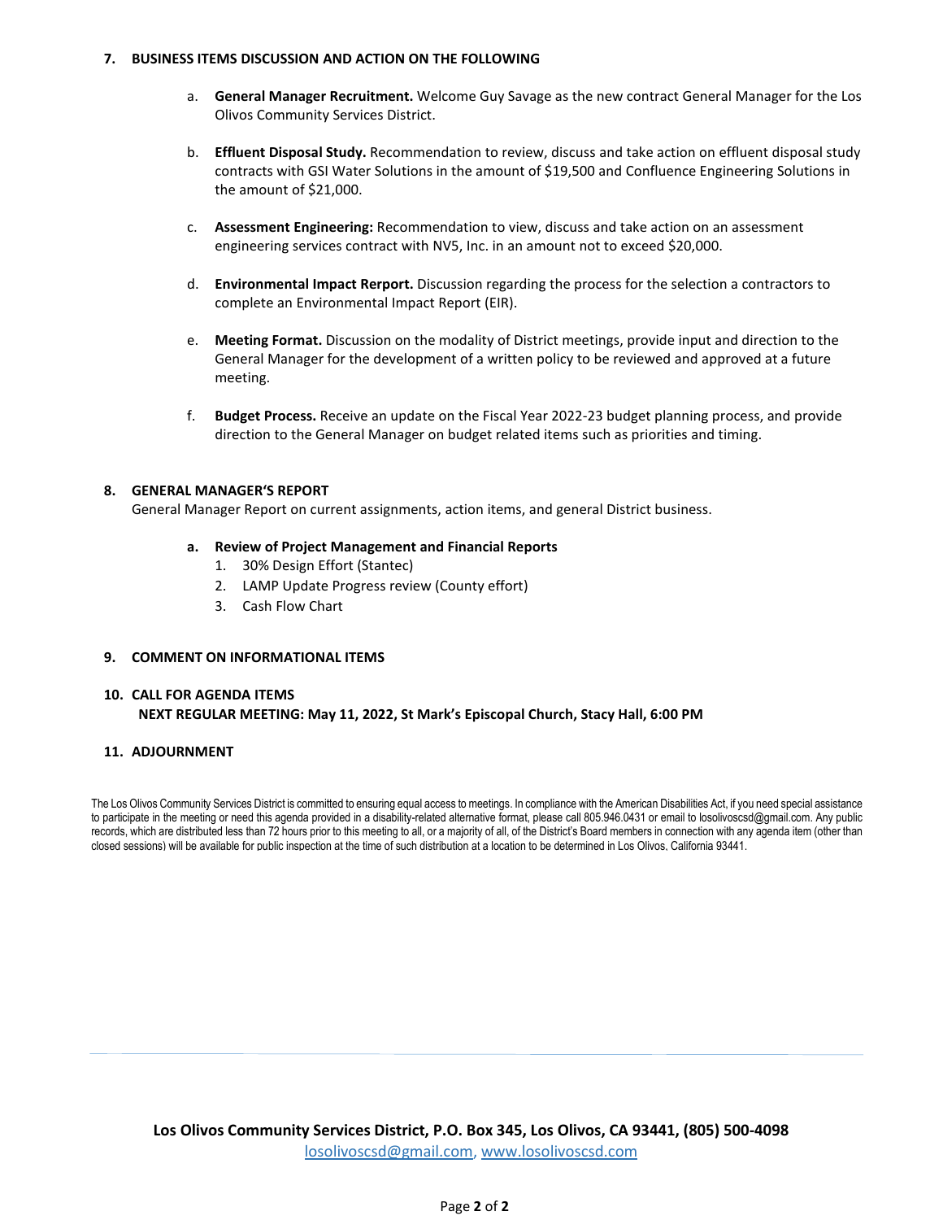## 7. BUSINESS ITEMS DISCUSSION AND ACTION ON THE FOLLOWING

a. **General Manager Recruitment.** Welcome Guy Savage as the new contract General Manager for the Los Olivos Community Services District.

b. **Effluent Disposal Study.** Recommendation to review, discuss and take action on effluent disposal study contracts with GSI Water Solutions in the amount of $19,500 and Confluence Engineering Solutions in the amount of $21,000.

c. **Assessment Engineering:** Recommendation to view, discuss and take action on an assessment engineering services contract with NV5, Inc. in an amount not to exceed $20,000.

d. **Environmental Impact Rerport.** Discussion regarding the process for the selection a contractors to complete an Environmental Impact Report (EIR).

e. **Meeting Format.** Discussion on the modality of District meetings, provide input and direction to the General Manager for the development of a written policy to be reviewed and approved at a future meeting.

f. **Budget Process.** Receive an update on the Fiscal Year 2022-23 budget planning process, and provide direction to the General Manager on budget related items such as priorities and timing.

## 8. GENERAL MANAGER'S REPORT

General Manager Report on current assignments, action items, and general District business.

**a. Review of Project Management and Financial Reports**

1. 30% Design Effort (Stantec)
2. LAMP Update Progress review (County effort)
3. Cash Flow Chart

## 9. COMMENT ON INFORMATIONAL ITEMS

## 10. CALL FOR AGENDA ITEMS

**NEXT REGULAR MEETING: May 11, 2022, St Mark's Episcopal Church, Stacy Hall, 6:00 PM**

## 11. ADJOURNMENT

The Los Olivos Community Services District is committed to ensuring equal access to meetings. In compliance with the American Disabilities Act, if you need special assistance to participate in the meeting or need this agenda provided in a disability-related alternative format, please call 805.946.0431 or email to losolivoscsd@gmail.com. Any public records, which are distributed less than 72 hours prior to this meeting to all, or a majority of all, of the District's Board members in connection with any agenda item (other than closed sessions) will be available for public inspection at the time of such distribution at a location to be determined in Los Olivos, California 93441.

**Los Olivos Community Services District, P.O. Box 345, Los Olivos, CA 93441, (805) 500-4098**

losolivoscsd@gmail.com, www.losolivoscsd.com